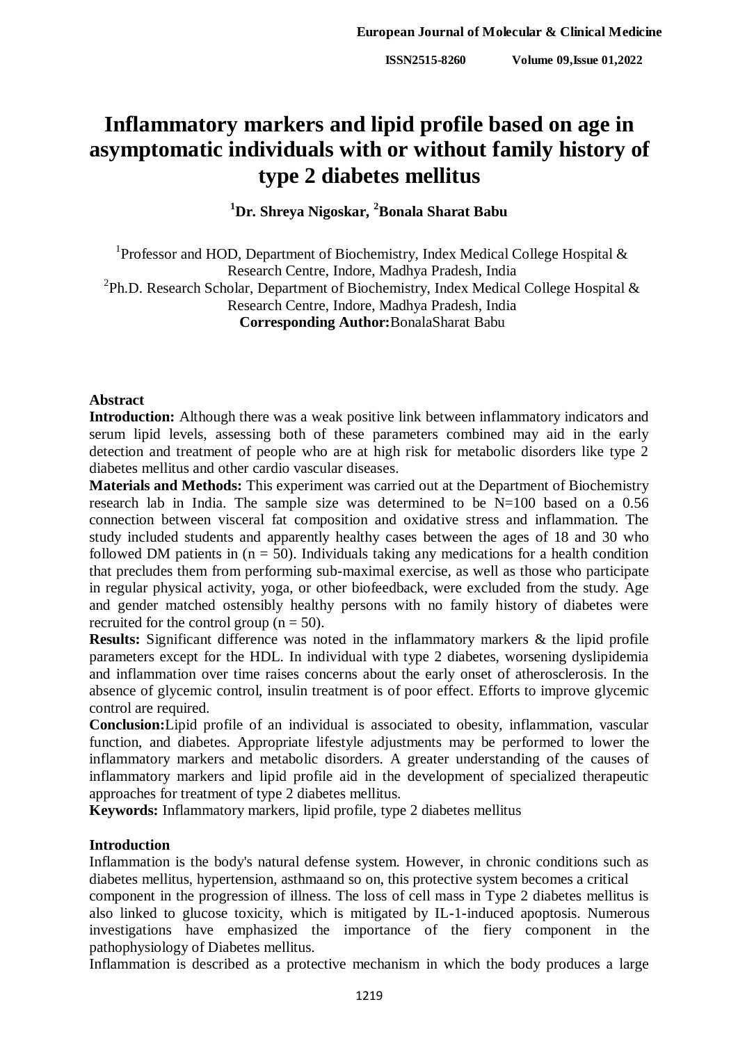# Inflammatory markers and lipid profile based on age in asymptomatic individuals with or without family history of type 2 diabetes mellitus

**[1]Dr. Shreya Nigoskar, [2]Bonala Sharat Babu**

[1]Professor and HOD, Department of Biochemistry, Index Medical College Hospital & Research Centre, Indore, Madhya Pradesh, India
[2]Ph.D. Research Scholar, Department of Biochemistry, Index Medical College Hospital & Research Centre, Indore, Madhya Pradesh, India
**Corresponding Author:**BonalaSharat Babu

## Abstract

**Introduction:** Although there was a weak positive link between inflammatory indicators and serum lipid levels, assessing both of these parameters combined may aid in the early detection and treatment of people who are at high risk for metabolic disorders like type 2 diabetes mellitus and other cardio vascular diseases.

**Materials and Methods:** This experiment was carried out at the Department of Biochemistry research lab in India. The sample size was determined to be N=100 based on a 0.56 connection between visceral fat composition and oxidative stress and inflammation. The study included students and apparently healthy cases between the ages of 18 and 30 who followed DM patients in (n = 50). Individuals taking any medications for a health condition that precludes them from performing sub-maximal exercise, as well as those who participate in regular physical activity, yoga, or other biofeedback, were excluded from the study. Age and gender matched ostensibly healthy persons with no family history of diabetes were recruited for the control group (n = 50).

**Results:** Significant difference was noted in the inflammatory markers & the lipid profile parameters except for the HDL. In individual with type 2 diabetes, worsening dyslipidemia and inflammation over time raises concerns about the early onset of atherosclerosis. In the absence of glycemic control, insulin treatment is of poor effect. Efforts to improve glycemic control are required.

**Conclusion:**Lipid profile of an individual is associated to obesity, inflammation, vascular function, and diabetes. Appropriate lifestyle adjustments may be performed to lower the inflammatory markers and metabolic disorders. A greater understanding of the causes of inflammatory markers and lipid profile aid in the development of specialized therapeutic approaches for treatment of type 2 diabetes mellitus.

**Keywords:** Inflammatory markers, lipid profile, type 2 diabetes mellitus

## Introduction

Inflammation is the body's natural defense system. However, in chronic conditions such as diabetes mellitus, hypertension, asthmaand so on, this protective system becomes a critical component in the progression of illness. The loss of cell mass in Type 2 diabetes mellitus is also linked to glucose toxicity, which is mitigated by IL-1-induced apoptosis. Numerous investigations have emphasized the importance of the fiery component in the pathophysiology of Diabetes mellitus.

Inflammation is described as a protective mechanism in which the body produces a large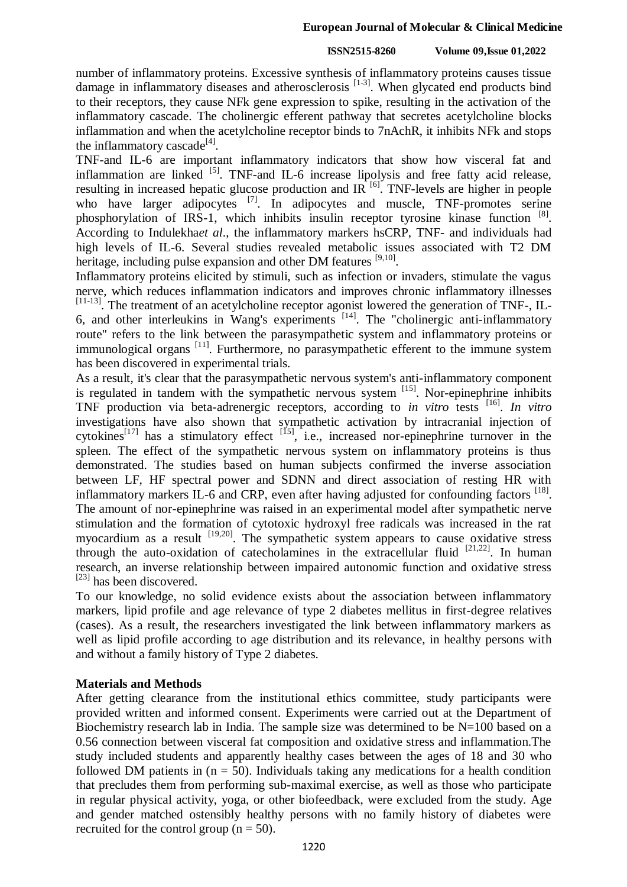number of inflammatory proteins. Excessive synthesis of inflammatory proteins causes tissue damage in inflammatory diseases and atherosclerosis [1-3]. When glycated end products bind to their receptors, they cause NFk gene expression to spike, resulting in the activation of the inflammatory cascade. The cholinergic efferent pathway that secretes acetylcholine blocks inflammation and when the acetylcholine receptor binds to 7nAchR, it inhibits NFk and stops the inflammatory cascade[4].

TNF-and IL-6 are important inflammatory indicators that show how visceral fat and inflammation are linked [5]. TNF-and IL-6 increase lipolysis and free fatty acid release, resulting in increased hepatic glucose production and IR [6]. TNF-levels are higher in people who have larger adipocytes [7]. In adipocytes and muscle, TNF-promotes serine phosphorylation of IRS-1, which inhibits insulin receptor tyrosine kinase function [8]. According to Indulekha*et al*., the inflammatory markers hsCRP, TNF- and individuals had high levels of IL-6. Several studies revealed metabolic issues associated with T2 DM heritage, including pulse expansion and other DM features [9,10].

Inflammatory proteins elicited by stimuli, such as infection or invaders, stimulate the vagus nerve, which reduces inflammation indicators and improves chronic inflammatory illnesses [11-13]. The treatment of an acetylcholine receptor agonist lowered the generation of TNF-, IL-6, and other interleukins in Wang's experiments [14]. The "cholinergic anti-inflammatory route" refers to the link between the parasympathetic system and inflammatory proteins or immunological organs [11]. Furthermore, no parasympathetic efferent to the immune system has been discovered in experimental trials.

As a result, it's clear that the parasympathetic nervous system's anti-inflammatory component is regulated in tandem with the sympathetic nervous system [15]. Nor-epinephrine inhibits TNF production via beta-adrenergic receptors, according to *in vitro* tests [16]. *In vitro* investigations have also shown that sympathetic activation by intracranial injection of cytokines[17] has a stimulatory effect [15], i.e., increased nor-epinephrine turnover in the spleen. The effect of the sympathetic nervous system on inflammatory proteins is thus demonstrated. The studies based on human subjects confirmed the inverse association between LF, HF spectral power and SDNN and direct association of resting HR with inflammatory markers IL-6 and CRP, even after having adjusted for confounding factors [18]. The amount of nor-epinephrine was raised in an experimental model after sympathetic nerve stimulation and the formation of cytotoxic hydroxyl free radicals was increased in the rat myocardium as a result [19,20]. The sympathetic system appears to cause oxidative stress through the auto-oxidation of catecholamines in the extracellular fluid [21,22]. In human research, an inverse relationship between impaired autonomic function and oxidative stress [23] has been discovered.

To our knowledge, no solid evidence exists about the association between inflammatory markers, lipid profile and age relevance of type 2 diabetes mellitus in first-degree relatives (cases). As a result, the researchers investigated the link between inflammatory markers as well as lipid profile according to age distribution and its relevance, in healthy persons with and without a family history of Type 2 diabetes.

## Materials and Methods

After getting clearance from the institutional ethics committee, study participants were provided written and informed consent. Experiments were carried out at the Department of Biochemistry research lab in India. The sample size was determined to be N=100 based on a 0.56 connection between visceral fat composition and oxidative stress and inflammation.The study included students and apparently healthy cases between the ages of 18 and 30 who followed DM patients in ($n = 50$). Individuals taking any medications for a health condition that precludes them from performing sub-maximal exercise, as well as those who participate in regular physical activity, yoga, or other biofeedback, were excluded from the study. Age and gender matched ostensibly healthy persons with no family history of diabetes were recruited for the control group ($n = 50$).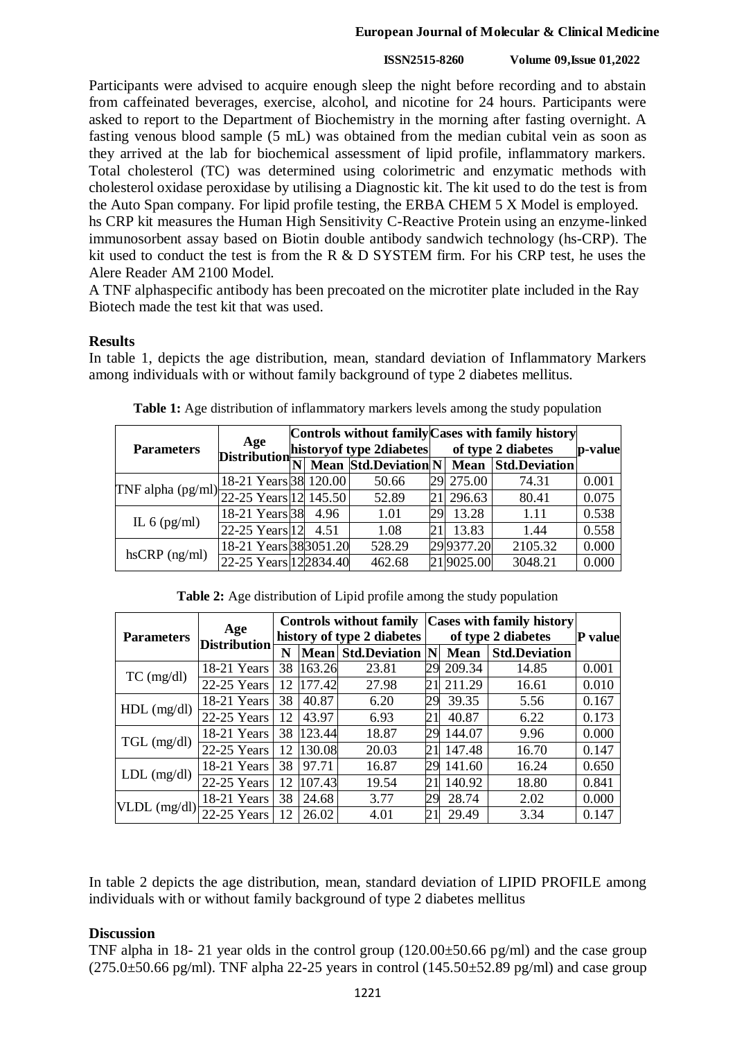Participants were advised to acquire enough sleep the night before recording and to abstain from caffeinated beverages, exercise, alcohol, and nicotine for 24 hours. Participants were asked to report to the Department of Biochemistry in the morning after fasting overnight. A fasting venous blood sample (5 mL) was obtained from the median cubital vein as soon as they arrived at the lab for biochemical assessment of lipid profile, inflammatory markers. Total cholesterol (TC) was determined using colorimetric and enzymatic methods with cholesterol oxidase peroxidase by utilising a Diagnostic kit. The kit used to do the test is from the Auto Span company. For lipid profile testing, the ERBA CHEM 5 X Model is employed.
hs CRP kit measures the Human High Sensitivity C-Reactive Protein using an enzyme-linked immunosorbent assay based on Biotin double antibody sandwich technology (hs-CRP). The kit used to conduct the test is from the R & D SYSTEM firm. For his CRP test, he uses the Alere Reader AM 2100 Model.
A TNF alphaspecific antibody has been precoated on the microtiter plate included in the Ray Biotech made the test kit that was used.

## Results

In table 1, depicts the age distribution, mean, standard deviation of Inflammatory Markers among individuals with or without family background of type 2 diabetes mellitus.

**Table 1:** Age distribution of inflammatory markers levels among the study population

| Parameters | Age Distribution | Controls without family historyof type 2diabetes | | | Cases with family history of type 2 diabetes | | | p-value |
|---|---|---|---|---|---|---|---|---|
| | | N | Mean | Std.Deviation | N | Mean | Std.Deviation | |
| TNF alpha (pg/ml) | 18-21 Years | 38 | 120.00 | 50.66 | 29 | 275.00 | 74.31 | 0.001 |
| | 22-25 Years | 12 | 145.50 | 52.89 | 21 | 296.63 | 80.41 | 0.075 |
| IL 6 (pg/ml) | 18-21 Years | 38 | 4.96 | 1.01 | 29 | 13.28 | 1.11 | 0.538 |
| | 22-25 Years | 12 | 4.51 | 1.08 | 21 | 13.83 | 1.44 | 0.558 |
| hsCRP (ng/ml) | 18-21 Years | 38 | 3051.20 | 528.29 | 29 | 9377.20 | 2105.32 | 0.000 |
| | 22-25 Years | 12 | 2834.40 | 462.68 | 21 | 9025.00 | 3048.21 | 0.000 |

**Table 2:** Age distribution of Lipid profile among the study population

| Parameters | Age Distribution | Controls without family history of type 2 diabetes | | | Cases with family history of type 2 diabetes | | | P value |
|---|---|---|---|---|---|---|---|---|
| | | N | Mean | Std.Deviation | N | Mean | Std.Deviation | |
| TC (mg/dl) | 18-21 Years | 38 | 163.26 | 23.81 | 29 | 209.34 | 14.85 | 0.001 |
| | 22-25 Years | 12 | 177.42 | 27.98 | 21 | 211.29 | 16.61 | 0.010 |
| HDL (mg/dl) | 18-21 Years | 38 | 40.87 | 6.20 | 29 | 39.35 | 5.56 | 0.167 |
| | 22-25 Years | 12 | 43.97 | 6.93 | 21 | 40.87 | 6.22 | 0.173 |
| TGL (mg/dl) | 18-21 Years | 38 | 123.44 | 18.87 | 29 | 144.07 | 9.96 | 0.000 |
| | 22-25 Years | 12 | 130.08 | 20.03 | 21 | 147.48 | 16.70 | 0.147 |
| LDL (mg/dl) | 18-21 Years | 38 | 97.71 | 16.87 | 29 | 141.60 | 16.24 | 0.650 |
| | 22-25 Years | 12 | 107.43 | 19.54 | 21 | 140.92 | 18.80 | 0.841 |
| VLDL (mg/dl) | 18-21 Years | 38 | 24.68 | 3.77 | 29 | 28.74 | 2.02 | 0.000 |
| | 22-25 Years | 12 | 26.02 | 4.01 | 21 | 29.49 | 3.34 | 0.147 |

In table 2 depicts the age distribution, mean, standard deviation of LIPID PROFILE among individuals with or without family background of type 2 diabetes mellitus

## Discussion

TNF alpha in 18- 21 year olds in the control group (120.00±50.66 pg/ml) and the case group (275.0±50.66 pg/ml). TNF alpha 22-25 years in control (145.50±52.89 pg/ml) and case group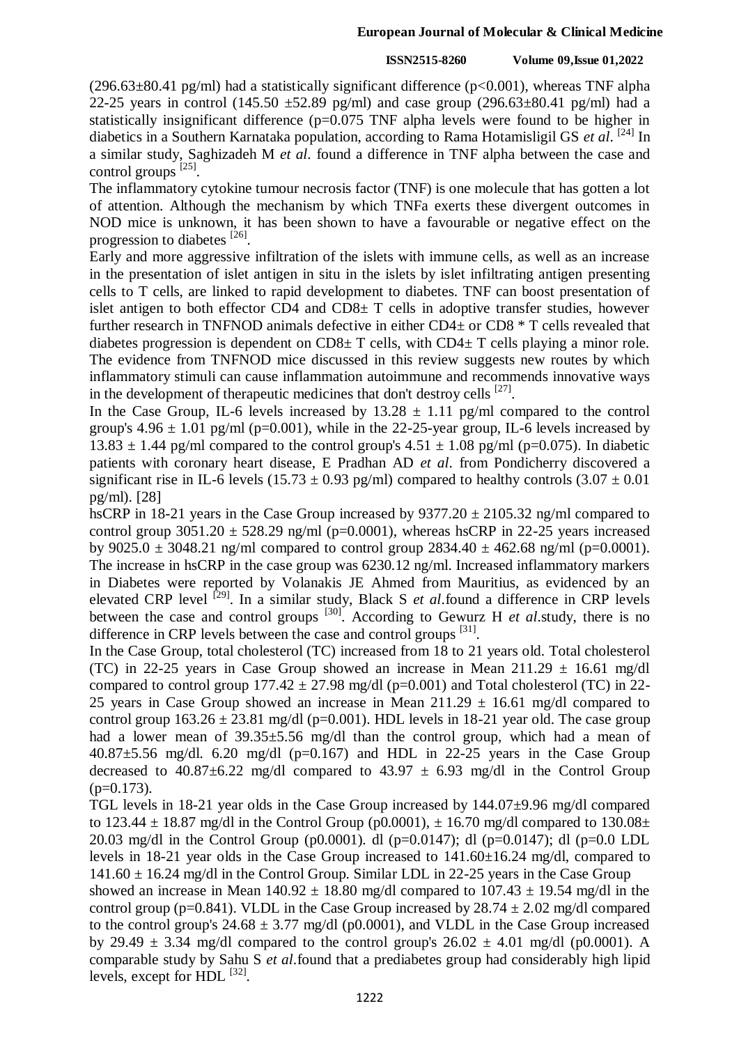(296.63±80.41 pg/ml) had a statistically significant difference ($p<0.001$), whereas TNF alpha 22-25 years in control (145.50 ±52.89 pg/ml) and case group (296.63±80.41 pg/ml) had a statistically insignificant difference (p=0.075 TNF alpha levels were found to be higher in diabetics in a Southern Karnataka population, according to Rama Hotamisligil GS *et al*. [24] In a similar study, Saghizadeh M *et al*. found a difference in TNF alpha between the case and control groups [25].

The inflammatory cytokine tumour necrosis factor (TNF) is one molecule that has gotten a lot of attention. Although the mechanism by which TNFa exerts these divergent outcomes in NOD mice is unknown, it has been shown to have a favourable or negative effect on the progression to diabetes [26].

Early and more aggressive infiltration of the islets with immune cells, as well as an increase in the presentation of islet antigen in situ in the islets by islet infiltrating antigen presenting cells to T cells, are linked to rapid development to diabetes. TNF can boost presentation of islet antigen to both effector CD4 and CD8± T cells in adoptive transfer studies, however further research in TNFNOD animals defective in either CD4± or CD8 * T cells revealed that diabetes progression is dependent on CD8± T cells, with CD4± T cells playing a minor role. The evidence from TNFNOD mice discussed in this review suggests new routes by which inflammatory stimuli can cause inflammation autoimmune and recommends innovative ways in the development of therapeutic medicines that don't destroy cells [27].

In the Case Group, IL-6 levels increased by 13.28 ± 1.11 pg/ml compared to the control group's 4.96 ± 1.01 pg/ml (p=0.001), while in the 22-25-year group, IL-6 levels increased by 13.83 ± 1.44 pg/ml compared to the control group's 4.51 ± 1.08 pg/ml (p=0.075). In diabetic patients with coronary heart disease, E Pradhan AD *et al*. from Pondicherry discovered a significant rise in IL-6 levels (15.73 ± 0.93 pg/ml) compared to healthy controls (3.07 ± 0.01 pg/ml). [28]

hsCRP in 18-21 years in the Case Group increased by 9377.20 ± 2105.32 ng/ml compared to control group 3051.20 ± 528.29 ng/ml (p=0.0001), whereas hsCRP in 22-25 years increased by 9025.0 ± 3048.21 ng/ml compared to control group 2834.40 ± 462.68 ng/ml (p=0.0001). The increase in hsCRP in the case group was 6230.12 ng/ml. Increased inflammatory markers in Diabetes were reported by Volanakis JE Ahmed from Mauritius, as evidenced by an elevated CRP level [29]. In a similar study, Black S *et al*.found a difference in CRP levels between the case and control groups [30]. According to Gewurz H *et al*.study, there is no difference in CRP levels between the case and control groups [31].

In the Case Group, total cholesterol (TC) increased from 18 to 21 years old. Total cholesterol (TC) in 22-25 years in Case Group showed an increase in Mean 211.29 ± 16.61 mg/dl compared to control group 177.42 ± 27.98 mg/dl (p=0.001) and Total cholesterol (TC) in 22-25 years in Case Group showed an increase in Mean 211.29 ± 16.61 mg/dl compared to control group 163.26 ± 23.81 mg/dl (p=0.001). HDL levels in 18-21 year old. The case group had a lower mean of 39.35±5.56 mg/dl than the control group, which had a mean of 40.87±5.56 mg/dl. 6.20 mg/dl (p=0.167) and HDL in 22-25 years in the Case Group decreased to 40.87±6.22 mg/dl compared to 43.97 ± 6.93 mg/dl in the Control Group (p=0.173).

TGL levels in 18-21 year olds in the Case Group increased by 144.07±9.96 mg/dl compared to 123.44 ± 18.87 mg/dl in the Control Group (p0.0001), ± 16.70 mg/dl compared to 130.08± 20.03 mg/dl in the Control Group (p0.0001). dl (p=0.0147); dl (p=0.0147); dl (p=0.0 LDL levels in 18-21 year olds in the Case Group increased to 141.60±16.24 mg/dl, compared to 141.60 ± 16.24 mg/dl in the Control Group. Similar LDL in 22-25 years in the Case Group showed an increase in Mean 140.92 ± 18.80 mg/dl compared to 107.43 ± 19.54 mg/dl in the control group (p=0.841). VLDL in the Case Group increased by 28.74 ± 2.02 mg/dl compared to the control group's 24.68 ± 3.77 mg/dl (p0.0001), and VLDL in the Case Group increased by 29.49 ± 3.34 mg/dl compared to the control group's 26.02 ± 4.01 mg/dl (p0.0001). A comparable study by Sahu S *et al*.found that a prediabetes group had considerably high lipid levels, except for HDL [32].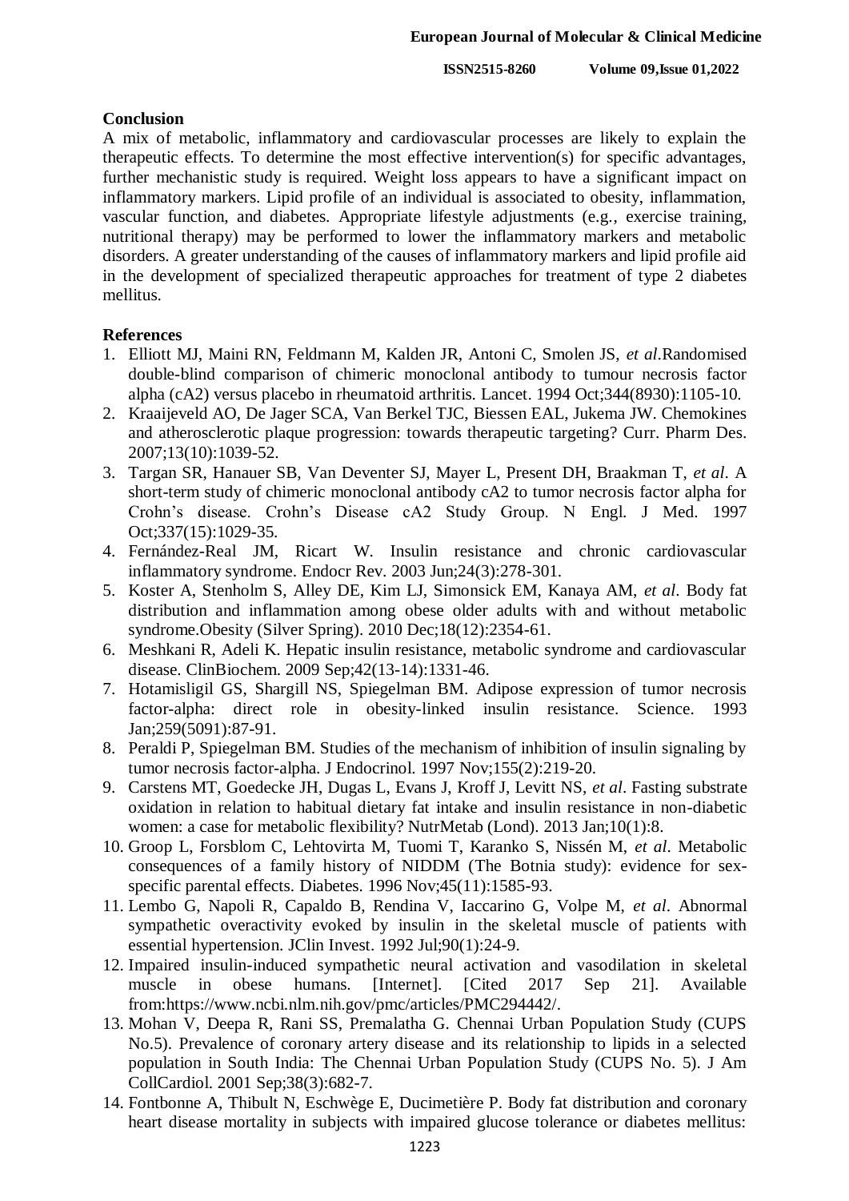## Conclusion

A mix of metabolic, inflammatory and cardiovascular processes are likely to explain the therapeutic effects. To determine the most effective intervention(s) for specific advantages, further mechanistic study is required. Weight loss appears to have a significant impact on inflammatory markers. Lipid profile of an individual is associated to obesity, inflammation, vascular function, and diabetes. Appropriate lifestyle adjustments (e.g., exercise training, nutritional therapy) may be performed to lower the inflammatory markers and metabolic disorders. A greater understanding of the causes of inflammatory markers and lipid profile aid in the development of specialized therapeutic approaches for treatment of type 2 diabetes mellitus.

## References

1. Elliott MJ, Maini RN, Feldmann M, Kalden JR, Antoni C, Smolen JS, *et al*.Randomised double-blind comparison of chimeric monoclonal antibody to tumour necrosis factor alpha (cA2) versus placebo in rheumatoid arthritis. Lancet. 1994 Oct;344(8930):1105-10.
2. Kraaijeveld AO, De Jager SCA, Van Berkel TJC, Biessen EAL, Jukema JW. Chemokines and atherosclerotic plaque progression: towards therapeutic targeting? Curr. Pharm Des. 2007;13(10):1039-52.
3. Targan SR, Hanauer SB, Van Deventer SJ, Mayer L, Present DH, Braakman T, *et al*. A short-term study of chimeric monoclonal antibody cA2 to tumor necrosis factor alpha for Crohn's disease. Crohn's Disease cA2 Study Group. N Engl. J Med. 1997 Oct;337(15):1029-35.
4. Fernández-Real JM, Ricart W. Insulin resistance and chronic cardiovascular inflammatory syndrome. Endocr Rev. 2003 Jun;24(3):278-301.
5. Koster A, Stenholm S, Alley DE, Kim LJ, Simonsick EM, Kanaya AM, *et al*. Body fat distribution and inflammation among obese older adults with and without metabolic syndrome.Obesity (Silver Spring). 2010 Dec;18(12):2354-61.
6. Meshkani R, Adeli K. Hepatic insulin resistance, metabolic syndrome and cardiovascular disease. ClinBiochem. 2009 Sep;42(13-14):1331-46.
7. Hotamisligil GS, Shargill NS, Spiegelman BM. Adipose expression of tumor necrosis factor-alpha: direct role in obesity-linked insulin resistance. Science. 1993 Jan;259(5091):87-91.
8. Peraldi P, Spiegelman BM. Studies of the mechanism of inhibition of insulin signaling by tumor necrosis factor-alpha. J Endocrinol. 1997 Nov;155(2):219-20.
9. Carstens MT, Goedecke JH, Dugas L, Evans J, Kroff J, Levitt NS, *et al*. Fasting substrate oxidation in relation to habitual dietary fat intake and insulin resistance in non-diabetic women: a case for metabolic flexibility? NutrMetab (Lond). 2013 Jan;10(1):8.
10. Groop L, Forsblom C, Lehtovirta M, Tuomi T, Karanko S, Nissén M, *et al*. Metabolic consequences of a family history of NIDDM (The Botnia study): evidence for sex-specific parental effects. Diabetes. 1996 Nov;45(11):1585-93.
11. Lembo G, Napoli R, Capaldo B, Rendina V, Iaccarino G, Volpe M, *et al*. Abnormal sympathetic overactivity evoked by insulin in the skeletal muscle of patients with essential hypertension. JClin Invest. 1992 Jul;90(1):24-9.
12. Impaired insulin-induced sympathetic neural activation and vasodilation in skeletal muscle in obese humans. [Internet]. [Cited 2017 Sep 21]. Available from:https://www.ncbi.nlm.nih.gov/pmc/articles/PMC294442/.
13. Mohan V, Deepa R, Rani SS, Premalatha G. Chennai Urban Population Study (CUPS No.5). Prevalence of coronary artery disease and its relationship to lipids in a selected population in South India: The Chennai Urban Population Study (CUPS No. 5). J Am CollCardiol. 2001 Sep;38(3):682-7.
14. Fontbonne A, Thibult N, Eschwège E, Ducimetière P. Body fat distribution and coronary heart disease mortality in subjects with impaired glucose tolerance or diabetes mellitus: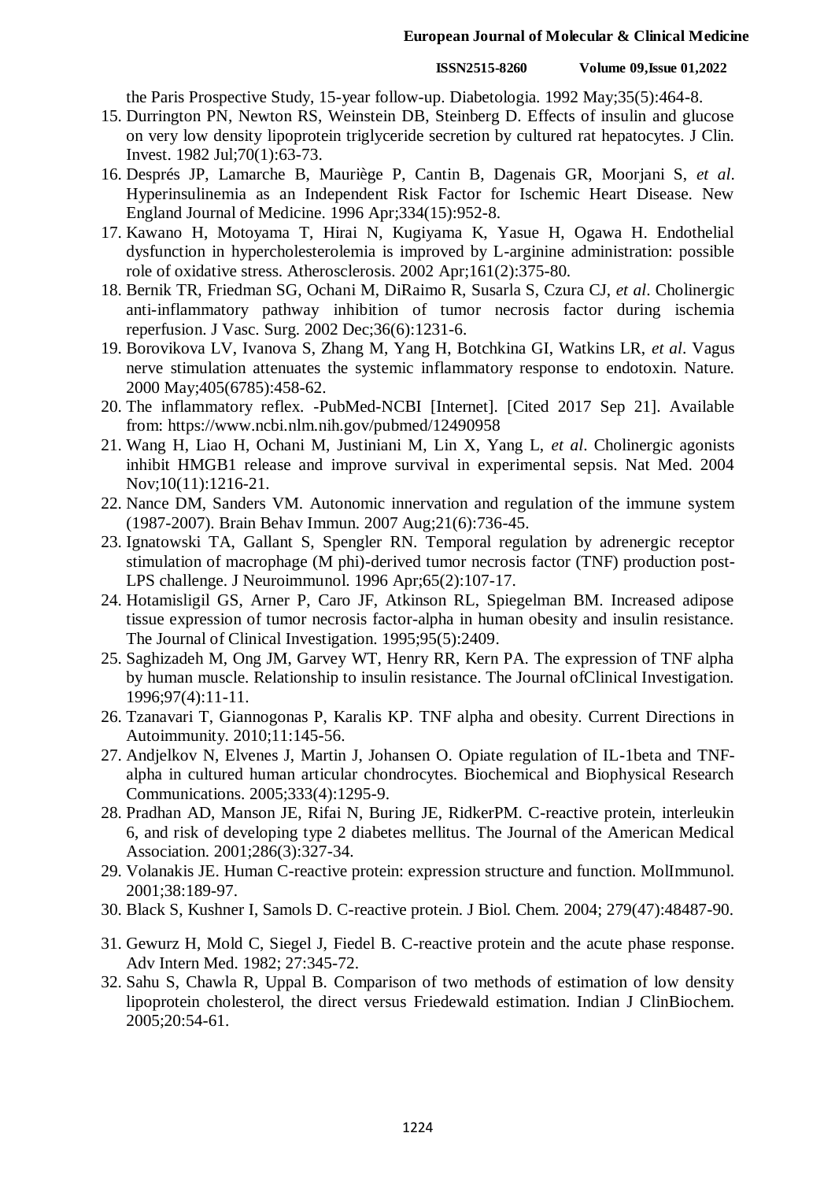the Paris Prospective Study, 15-year follow-up. Diabetologia. 1992 May;35(5):464-8.

15. Durrington PN, Newton RS, Weinstein DB, Steinberg D. Effects of insulin and glucose on very low density lipoprotein triglyceride secretion by cultured rat hepatocytes. J Clin. Invest. 1982 Jul;70(1):63-73.
16. Després JP, Lamarche B, Mauriège P, Cantin B, Dagenais GR, Moorjani S, *et al*. Hyperinsulinemia as an Independent Risk Factor for Ischemic Heart Disease. New England Journal of Medicine. 1996 Apr;334(15):952-8.
17. Kawano H, Motoyama T, Hirai N, Kugiyama K, Yasue H, Ogawa H. Endothelial dysfunction in hypercholesterolemia is improved by L-arginine administration: possible role of oxidative stress. Atherosclerosis. 2002 Apr;161(2):375-80.
18. Bernik TR, Friedman SG, Ochani M, DiRaimo R, Susarla S, Czura CJ, *et al*. Cholinergic anti-inflammatory pathway inhibition of tumor necrosis factor during ischemia reperfusion. J Vasc. Surg. 2002 Dec;36(6):1231-6.
19. Borovikova LV, Ivanova S, Zhang M, Yang H, Botchkina GI, Watkins LR, *et al*. Vagus nerve stimulation attenuates the systemic inflammatory response to endotoxin. Nature. 2000 May;405(6785):458-62.
20. The inflammatory reflex. -PubMed-NCBI [Internet]. [Cited 2017 Sep 21]. Available from: https://www.ncbi.nlm.nih.gov/pubmed/12490958
21. Wang H, Liao H, Ochani M, Justiniani M, Lin X, Yang L, *et al*. Cholinergic agonists inhibit HMGB1 release and improve survival in experimental sepsis. Nat Med. 2004 Nov;10(11):1216-21.
22. Nance DM, Sanders VM. Autonomic innervation and regulation of the immune system (1987-2007). Brain Behav Immun. 2007 Aug;21(6):736-45.
23. Ignatowski TA, Gallant S, Spengler RN. Temporal regulation by adrenergic receptor stimulation of macrophage (M phi)-derived tumor necrosis factor (TNF) production post-LPS challenge. J Neuroimmunol. 1996 Apr;65(2):107-17.
24. Hotamisligil GS, Arner P, Caro JF, Atkinson RL, Spiegelman BM. Increased adipose tissue expression of tumor necrosis factor-alpha in human obesity and insulin resistance. The Journal of Clinical Investigation. 1995;95(5):2409.
25. Saghizadeh M, Ong JM, Garvey WT, Henry RR, Kern PA. The expression of TNF alpha by human muscle. Relationship to insulin resistance. The Journal ofClinical Investigation. 1996;97(4):11-11.
26. Tzanavari T, Giannogonas P, Karalis KP. TNF alpha and obesity. Current Directions in Autoimmunity. 2010;11:145-56.
27. Andjelkov N, Elvenes J, Martin J, Johansen O. Opiate regulation of IL-1beta and TNF-alpha in cultured human articular chondrocytes. Biochemical and Biophysical Research Communications. 2005;333(4):1295-9.
28. Pradhan AD, Manson JE, Rifai N, Buring JE, RidkerPM. C-reactive protein, interleukin 6, and risk of developing type 2 diabetes mellitus. The Journal of the American Medical Association. 2001;286(3):327-34.
29. Volanakis JE. Human C-reactive protein: expression structure and function. MolImmunol. 2001;38:189-97.
30. Black S, Kushner I, Samols D. C-reactive protein. J Biol. Chem. 2004; 279(47):48487-90.
31. Gewurz H, Mold C, Siegel J, Fiedel B. C-reactive protein and the acute phase response. Adv Intern Med. 1982; 27:345-72.
32. Sahu S, Chawla R, Uppal B. Comparison of two methods of estimation of low density lipoprotein cholesterol, the direct versus Friedewald estimation. Indian J ClinBiochem. 2005;20:54-61.